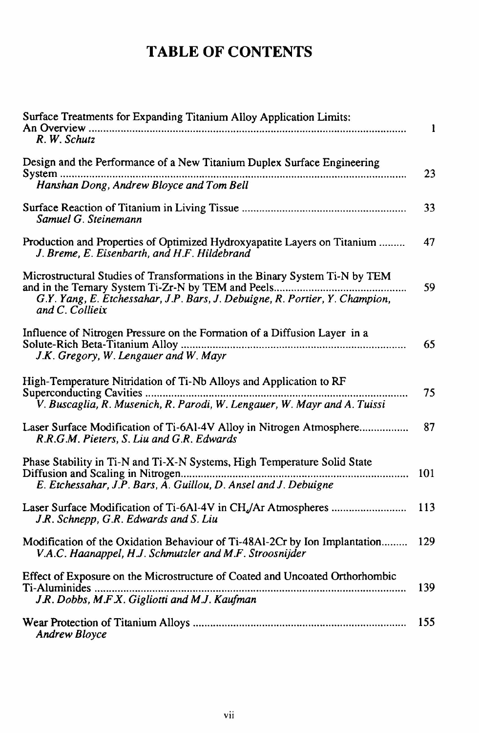# TABLE OF CONTENTS

Surface Treatments for Expanding Titanium Alloy Application Limits: An Overview ..... 1
*R. W. Schutz*

Design and the Performance of a New Titanium Duplex Surface Engineering System ..... 23
*Hanshan Dong, Andrew Bloyce and Tom Bell*

Surface Reaction of Titanium in Living Tissue ..... 33
*Samuel G. Steinemann*

Production and Properties of Optimized Hydroxyapatite Layers on Titanium ..... 47
*J. Breme, E. Eisenbarth, and H.F. Hildebrand*

Microstructural Studies of Transformations in the Binary System Ti-N by TEM and in the Ternary System Ti-Zr-N by TEM and Peels ..... 59
*G.Y. Yang, E. Etchessahar, J.P. Bars, J. Debuigne, R. Portier, Y. Champion, and C. Collieix*

Influence of Nitrogen Pressure on the Formation of a Diffusion Layer in a Solute-Rich Beta-Titanium Alloy ..... 65
*J.K. Gregory, W. Lengauer and W. Mayr*

High-Temperature Nitridation of Ti-Nb Alloys and Application to RF Superconducting Cavities ..... 75
*V. Buscaglia, R. Musenich, R. Parodi, W. Lengauer, W. Mayr and A. Tuissi*

Laser Surface Modification of Ti-6Al-4V Alloy in Nitrogen Atmosphere ..... 87
*R.R.G.M. Pieters, S. Liu and G.R. Edwards*

Phase Stability in Ti-N and Ti-X-N Systems, High Temperature Solid State Diffusion and Scaling in Nitrogen ..... 101
*E. Etchessahar, J.P. Bars, A. Guillou, D. Ansel and J. Debuigne*

Laser Surface Modification of Ti-6Al-4V in $CH_4$/Ar Atmospheres ..... 113
*J.R. Schnepp, G.R. Edwards and S. Liu*

Modification of the Oxidation Behaviour of Ti-48Al-2Cr by Ion Implantation ..... 129
*V.A.C. Haanappel, H.J. Schmutzler and M.F. Stroosnijder*

Effect of Exposure on the Microstructure of Coated and Uncoated Orthorhombic Ti-Aluminides ..... 139
*J.R. Dobbs, M.F.X. Gigliotti and M.J. Kaufman*

Wear Protection of Titanium Alloys ..... 155
*Andrew Bloyce*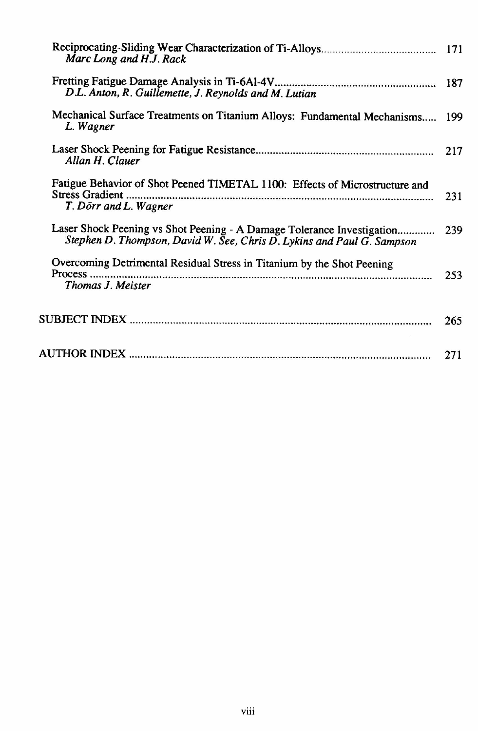Reciprocating-Sliding Wear Characterization of Ti-Alloys....................................... 171
*Marc Long and H.J. Rack*

Fretting Fatigue Damage Analysis in Ti-6Al-4V....................................................... 187
*D.L. Anton, R. Guillemette, J. Reynolds and M. Lutian*

Mechanical Surface Treatments on Titanium Alloys: Fundamental Mechanisms..... 199
*L. Wagner*

Laser Shock Peening for Fatigue Resistance............................................................. 217
*Allan H. Clauer*

Fatigue Behavior of Shot Peened TIMETAL 1100: Effects of Microstructure and Stress Gradient ........................................................................................................... 231
*T. Dörr and L. Wagner*

Laser Shock Peening vs Shot Peening - A Damage Tolerance Investigation............ 239
*Stephen D. Thompson, David W. See, Chris D. Lykins and Paul G. Sampson*

Overcoming Detrimental Residual Stress in Titanium by the Shot Peening Process .................................................................................................................... 253
*Thomas J. Meister*

SUBJECT INDEX ........................................................................................................ 265

AUTHOR INDEX ......................................................................................................... 271